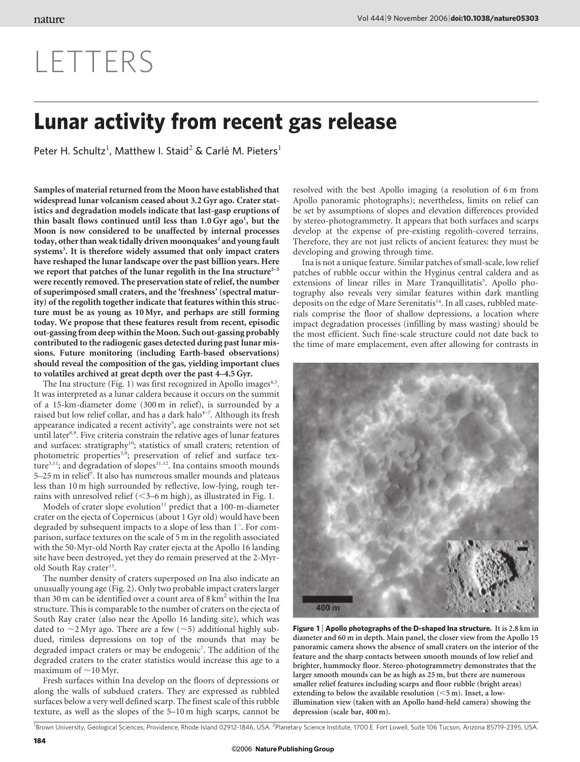# LETTERS

# Lunar activity from recent gas release

Peter H. Schultz[1], Matthew I. Staid[2] & Carlé M. Pieters[1]

**Samples of material returned from the Moon have established that widespread lunar volcanism ceased about 3.2 Gyr ago. Crater statistics and degradation models indicate that last-gasp eruptions of thin basalt flows continued until less than 1.0 Gyr ago[1], but the Moon is now considered to be unaffected by internal processes today, other than weak tidally driven moonquakes[2] and young fault systems[3]. It is therefore widely assumed that only impact craters have reshaped the lunar landscape over the past billion years. Here we report that patches of the lunar regolith in the Ina structure[2–5] were recently removed. The preservation state of relief, the number of superimposed small craters, and the 'freshness' (spectral maturity) of the regolith together indicate that features within this structure must be as young as 10 Myr, and perhaps are still forming today. We propose that these features result from recent, episodic out-gassing from deep within the Moon. Such out-gassing probably contributed to the radiogenic gases detected during past lunar missions. Future monitoring (including Earth-based observations) should reveal the composition of the gas, yielding important clues to volatiles archived at great depth over the past 4–4.5 Gyr.**

The Ina structure (Fig. 1) was first recognized in Apollo images[4,5]. It was interpreted as a lunar caldera because it occurs on the summit of a 15-km-diameter dome (300 m in relief), is surrounded by a raised but low relief collar, and has a dark halo[4–7]. Although its fresh appearance indicated a recent activity[5], age constraints were not set until later[8,9]. Five criteria constrain the relative ages of lunar features and surfaces: stratigraphy[10]; statistics of small craters; retention of photometric properties[3,9]; preservation of relief and surface texture[3,11]; and degradation of slopes[11,12]. Ina contains smooth mounds 5–25 m in relief[7]. It also has numerous smaller mounds and plateaus less than 10 m high surrounded by reflective, low-lying, rough terrains with unresolved relief (<3–6 m high), as illustrated in Fig. 1.

Models of crater slope evolution[11] predict that a 100-m-diameter crater on the ejecta of Copernicus (about 1 Gyr old) would have been degraded by subsequent impacts to a slope of less than 1°. For comparison, surface textures on the scale of 5 m in the regolith associated with the 50-Myr-old North Ray crater ejecta at the Apollo 16 landing site have been destroyed, yet they do remain preserved at the 2-Myr-old South Ray crater[13].

The number density of craters superposed on Ina also indicate an unusually young age (Fig. 2). Only two probable impact craters larger than 30 m can be identified over a count area of 8 km² within the Ina structure. This is comparable to the number of craters on the ejecta of South Ray crater (also near the Apollo 16 landing site), which was dated to ~2 Myr ago. There are a few (~5) additional highly subdued, rimless depressions on top of the mounds that may be degraded impact craters or may be endogenic[7]. The addition of the degraded craters to the crater statistics would increase this age to a maximum of ~10 Myr.

Fresh surfaces within Ina develop on the floors of depressions or along the walls of subdued craters. They are expressed as rubbled surfaces below a very well defined scarp. The finest scale of this rubble texture, as well as the slopes of the 5–10 m high scarps, cannot be resolved with the best Apollo imaging (a resolution of 6 m from Apollo panoramic photographs); nevertheless, limits on relief can be set by assumptions of slopes and elevation differences provided by stereo-photogrammetry. It appears that both surfaces and scarps develop at the expense of pre-existing regolith-covered terrains. Therefore, they are not just relicts of ancient features: they must be developing and growing through time.

Ina is not a unique feature. Similar patches of small-scale, low relief patches of rubble occur within the Hyginus central caldera and as extensions of linear rilles in Mare Tranquillitatis[3]. Apollo photography also reveals very similar features within dark mantling deposits on the edge of Mare Serenitatis[14]. In all cases, rubbled materials comprise the floor of shallow depressions, a location where impact degradation processes (infilling by mass wasting) should be the most efficient. Such fine-scale structure could not date back to the time of mare emplacement, even after allowing for contrasts in

**Figure 1 | Apollo photographs of the D-shaped Ina structure.** It is 2.8 km in diameter and 60 m in depth. Main panel, the closer view from the Apollo 15 panoramic camera shows the absence of small craters on the interior of the feature and the sharp contacts between smooth mounds of low relief and brighter, hummocky floor. Stereo-photogrammetry demonstrates that the larger smooth mounds can be as high as 25 m, but there are numerous smaller relief features including scarps and floor rubble (bright areas) extending to below the available resolution (<5 m). Inset, a low-illumination view (taken with an Apollo hand-held camera) showing the depression (scale bar, 400 m).

[1]Brown University, Geological Sciences, Providence, Rhode Island 02912-1846, USA. [2]Planetary Science Institute, 1700 E. Fort Lowell, Suite 106 Tucson, Arizona 85719-2395, USA.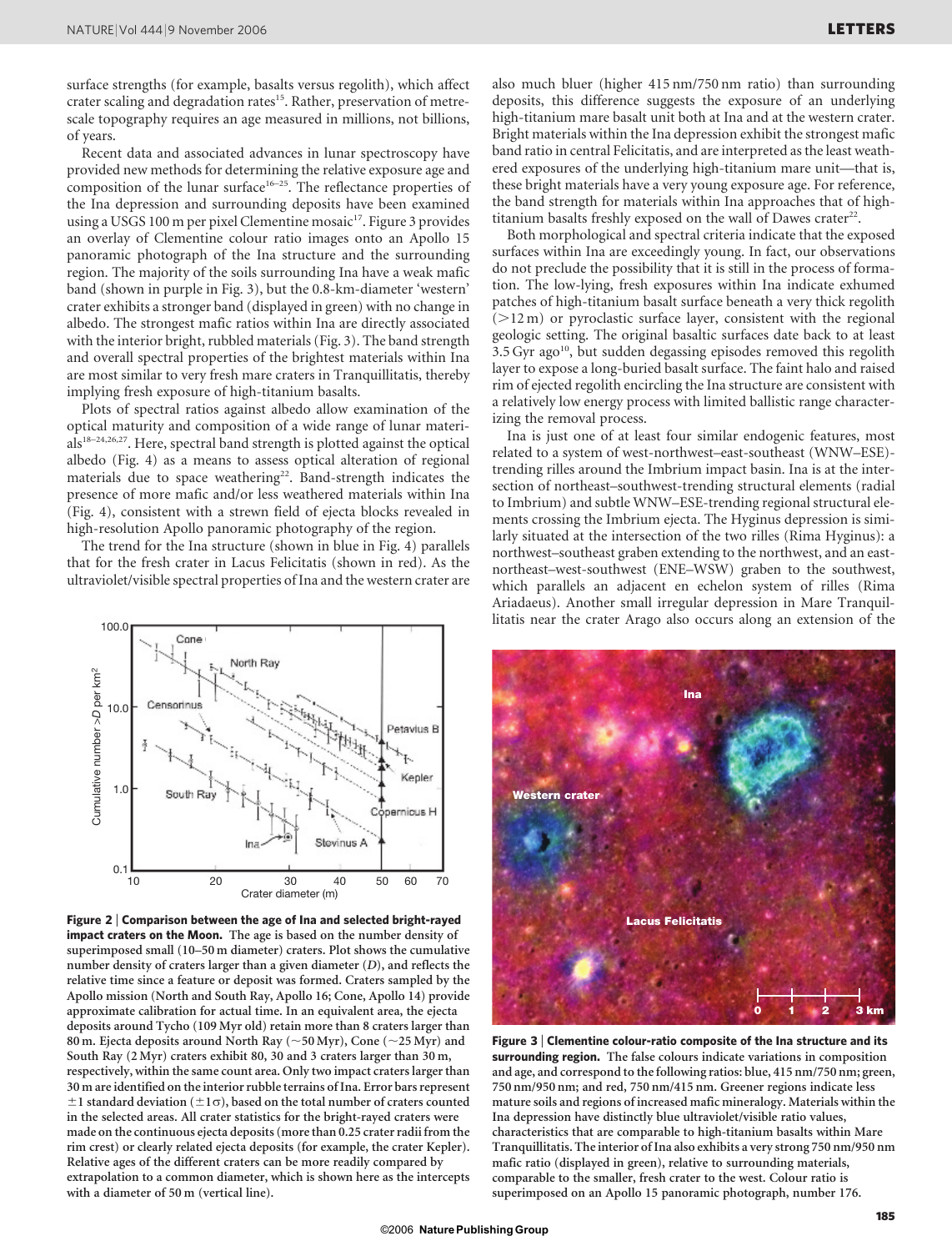surface strengths (for example, basalts versus regolith), which affect crater scaling and degradation rates[15]. Rather, preservation of metre-scale topography requires an age measured in millions, not billions, of years.

Recent data and associated advances in lunar spectroscopy have provided new methods for determining the relative exposure age and composition of the lunar surface[16–25]. The reflectance properties of the Ina depression and surrounding deposits have been examined using a USGS 100 m per pixel Clementine mosaic[17]. Figure 3 provides an overlay of Clementine colour ratio images onto an Apollo 15 panoramic photograph of the Ina structure and the surrounding region. The majority of the soils surrounding Ina have a weak mafic band (shown in purple in Fig. 3), but the 0.8-km-diameter 'western' crater exhibits a stronger band (displayed in green) with no change in albedo. The strongest mafic ratios within Ina are directly associated with the interior bright, rubbled materials (Fig. 3). The band strength and overall spectral properties of the brightest materials within Ina are most similar to very fresh mare craters in Tranquillitatis, thereby implying fresh exposure of high-titanium basalts.

Plots of spectral ratios against albedo allow examination of the optical maturity and composition of a wide range of lunar materials[18–24,26,27]. Here, spectral band strength is plotted against the optical albedo (Fig. 4) as a means to assess optical alteration of regional materials due to space weathering[22]. Band-strength indicates the presence of more mafic and/or less weathered materials within Ina (Fig. 4), consistent with a strewn field of ejecta blocks revealed in high-resolution Apollo panoramic photography of the region.

The trend for the Ina structure (shown in blue in Fig. 4) parallels that for the fresh crater in Lacus Felicitatis (shown in red). As the ultraviolet/visible spectral properties of Ina and the western crater are also much bluer (higher 415 nm/750 nm ratio) than surrounding deposits, this difference suggests the exposure of an underlying high-titanium mare basalt unit both at Ina and at the western crater. Bright materials within the Ina depression exhibit the strongest mafic band ratio in central Felicitatis, and are interpreted as the least weathered exposures of the underlying high-titanium mare unit—that is, these bright materials have a very young exposure age. For reference, the band strength for materials within Ina approaches that of high-titanium basalts freshly exposed on the wall of Dawes crater[22].

Both morphological and spectral criteria indicate that the exposed surfaces within Ina are exceedingly young. In fact, our observations do not preclude the possibility that it is still in the process of formation. The low-lying, fresh exposures within Ina indicate exhumed patches of high-titanium basalt surface beneath a very thick regolith (>12 m) or pyroclastic surface layer, consistent with the regional geologic setting. The original basaltic surfaces date back to at least 3.5 Gyr ago[10], but sudden degassing episodes removed this regolith layer to expose a long-buried basalt surface. The faint halo and raised rim of ejected regolith encircling the Ina structure are consistent with a relatively low energy process with limited ballistic range characterizing the removal process.

Ina is just one of at least four similar endogenic features, most related to a system of west-northwest–east-southeast (WNW–ESE)-trending rilles around the Imbrium impact basin. Ina is at the intersection of northeast–southwest-trending structural elements (radial to Imbrium) and subtle WNW–ESE-trending regional structural elements crossing the Imbrium ejecta. The Hyginus depression is similarly situated at the intersection of the two rilles (Rima Hyginus): a northwest–southeast graben extending to the northwest, and an east-northeast–west-southwest (ENE–WSW) graben to the southwest, which parallels an adjacent en echelon system of rilles (Rima Ariadaeus). Another small irregular depression in Mare Tranquillitatis near the crater Arago also occurs along an extension of the

**Figure 2 | Comparison between the age of Ina and selected bright-rayed impact craters on the Moon.** The age is based on the number density of superimposed small (10–50 m diameter) craters. Plot shows the cumulative number density of craters larger than a given diameter ($D$), and reflects the relative time since a feature or deposit was formed. Craters sampled by the Apollo mission (North and South Ray, Apollo 16; Cone, Apollo 14) provide approximate calibration for actual time. In an equivalent area, the ejecta deposits around Tycho (109 Myr old) retain more than 8 craters larger than 80 m. Ejecta deposits around North Ray (~50 Myr), Cone (~25 Myr) and South Ray (2 Myr) craters exhibit 80, 30 and 3 craters larger than 30 m, respectively, within the same count area. Only two impact craters larger than 30 m are identified on the interior rubble terrains of Ina. Error bars represent ±1 standard deviation (±1σ), based on the total number of craters counted in the selected areas. All crater statistics for the bright-rayed craters were made on the continuous ejecta deposits (more than 0.25 crater radii from the rim crest) or clearly related ejecta deposits (for example, the crater Kepler). Relative ages of the different craters can be more readily compared by extrapolation to a common diameter, which is shown here as the intercepts with a diameter of 50 m (vertical line).

**Figure 3 | Clementine colour-ratio composite of the Ina structure and its surrounding region.** The false colours indicate variations in composition and age, and correspond to the following ratios: blue, 415 nm/750 nm; green, 750 nm/950 nm; and red, 750 nm/415 nm. Greener regions indicate less mature soils and regions of increased mafic mineralogy. Materials within the Ina depression have distinctly blue ultraviolet/visible ratio values, characteristics that are comparable to high-titanium basalts within Mare Tranquillitatis. The interior of Ina also exhibits a very strong 750 nm/950 nm mafic ratio (displayed in green), relative to surrounding materials, comparable to the smaller, fresh crater to the west. Colour ratio is superimposed on an Apollo 15 panoramic photograph, number 176.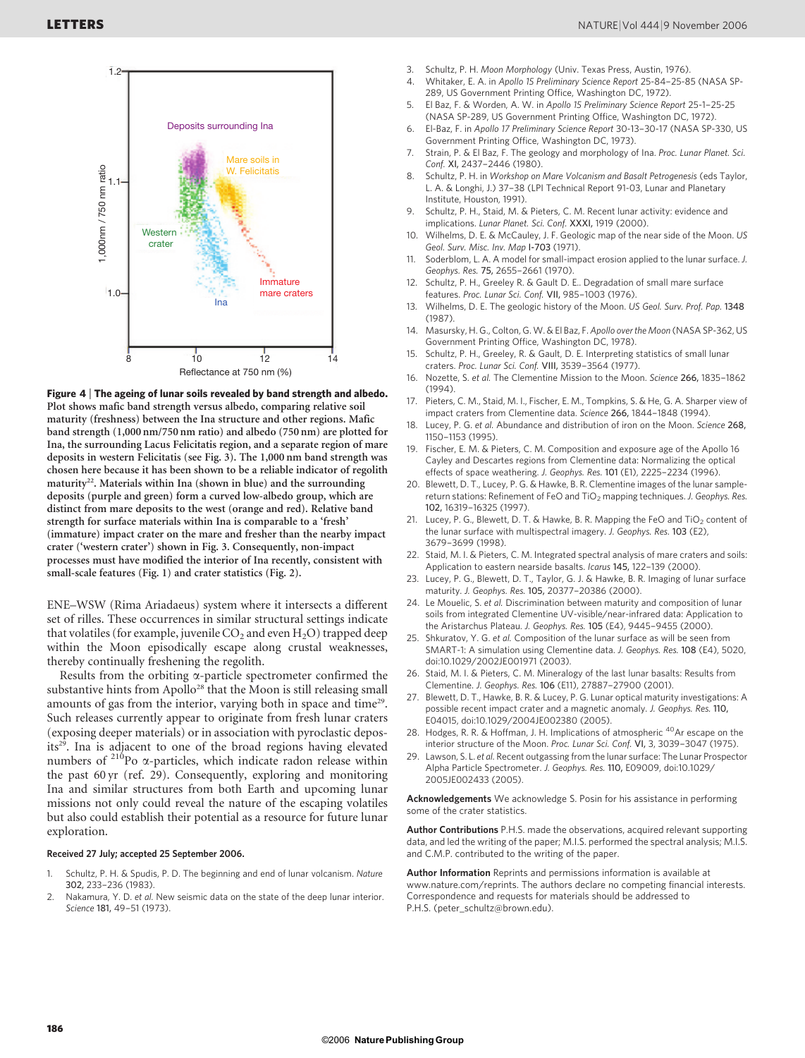1.2
1.1
1.0
1,000nm / 750 nm ratio
8
10
12
14
Reflectance at 750 nm (%)
Deposits surrounding Ina
Mare soils in W. Felicitatis
Western crater
Ina
Immature mare craters

**Figure 4 | The ageing of lunar soils revealed by band strength and albedo.** Plot shows mafic band strength versus albedo, comparing relative soil maturity (freshness) between the Ina structure and other regions. Mafic band strength (1,000 nm/750 nm ratio) and albedo (750 nm) are plotted for Ina, the surrounding Lacus Felicitatis region, and a separate region of mare deposits in western Felicitatis (see Fig. 3). The 1,000 nm band strength was chosen here because it has been shown to be a reliable indicator of regolith maturity[22]. Materials within Ina (shown in blue) and the surrounding deposits (purple and green) form a curved low-albedo group, which are distinct from mare deposits to the west (orange and red). Relative band strength for surface materials within Ina is comparable to a 'fresh' (immature) impact crater on the mare and fresher than the nearby impact crater ('western crater') shown in Fig. 3. Consequently, non-impact processes must have modified the interior of Ina recently, consistent with small-scale features (Fig. 1) and crater statistics (Fig. 2).

ENE–WSW (Rima Ariadaeus) system where it intersects a different set of rilles. These occurrences in similar structural settings indicate that volatiles (for example, juvenile $CO_2$ and even $H_2O$) trapped deep within the Moon episodically escape along crustal weaknesses, thereby continually freshening the regolith.

Results from the orbiting α-particle spectrometer confirmed the substantive hints from Apollo[28] that the Moon is still releasing small amounts of gas from the interior, varying both in space and time[29]. Such releases currently appear to originate from fresh lunar craters (exposing deeper materials) or in association with pyroclastic deposits[29]. Ina is adjacent to one of the broad regions having elevated numbers of $^{210}$Po α-particles, which indicate radon release within the past 60 yr (ref. 29). Consequently, exploring and monitoring Ina and similar structures from both Earth and upcoming lunar missions not only could reveal the nature of the escaping volatiles but also could establish their potential as a resource for future lunar exploration.

**Received 27 July; accepted 25 September 2006.**

1. Schultz, P. H. & Spudis, P. D. The beginning and end of lunar volcanism. *Nature* **302**, 233–236 (1983).
2. Nakamura, Y. D. *et al.* New seismic data on the state of the deep lunar interior. *Science* **181**, 49–51 (1973).
3. Schultz, P. H. *Moon Morphology* (Univ. Texas Press, Austin, 1976).
4. Whitaker, E. A. in *Apollo 15 Preliminary Science Report* 25-84–25-85 (NASA SP-289, US Government Printing Office, Washington DC, 1972).
5. El Baz, F. & Worden, A. W. in *Apollo 15 Preliminary Science Report* 25-1–25-25 (NASA SP-289, US Government Printing Office, Washington DC, 1972).
6. El-Baz, F. in *Apollo 17 Preliminary Science Report* 30-13–30-17 (NASA SP-330, US Government Printing Office, Washington DC, 1973).
7. Strain, P. & El Baz, F. The geology and morphology of Ina. *Proc. Lunar Planet. Sci. Conf.* **XI**, 2437–2446 (1980).
8. Schultz, P. H. in *Workshop on Mare Volcanism and Basalt Petrogenesis* (eds Taylor, L. A. & Longhi, J.) 37–38 (LPI Technical Report 91-03, Lunar and Planetary Institute, Houston, 1991).
9. Schultz, P. H., Staid, M. & Pieters, C. M. Recent lunar activity: evidence and implications. *Lunar Planet. Sci. Conf.* **XXXI**, 1919 (2000).
10. Wilhelms, D. E. & McCauley, J. F. Geologic map of the near side of the Moon. *US Geol. Surv. Misc. Inv. Map* **I-703** (1971).
11. Soderblom, L. A. A model for small-impact erosion applied to the lunar surface. *J. Geophys. Res.* **75**, 2655–2661 (1970).
12. Schultz, P. H., Greeley R. & Gault D. E.. Degradation of small mare surface features. *Proc. Lunar Sci. Conf.* **VII**, 985–1003 (1976).
13. Wilhelms, D. E. The geologic history of the Moon. *US Geol. Surv. Prof. Pap.* **1348** (1987).
14. Masursky, H. G., Colton, G. W. & El Baz, F. *Apollo over the Moon* (NASA SP-362, US Government Printing Office, Washington DC, 1978).
15. Schultz, P. H., Greeley, R. & Gault, D. E. Interpreting statistics of small lunar craters. *Proc. Lunar Sci. Conf.* **VIII**, 3539–3564 (1977).
16. Nozette, S. *et al.* The Clementine Mission to the Moon. *Science* **266**, 1835–1862 (1994).
17. Pieters, C. M., Staid, M. I., Fischer, E. M., Tompkins, S. & He, G. A. Sharper view of impact craters from Clementine data. *Science* **266**, 1844–1848 (1994).
18. Lucey, P. G. *et al.* Abundance and distribution of iron on the Moon. *Science* **268**, 1150–1153 (1995).
19. Fischer, E. M. & Pieters, C. M. Composition and exposure age of the Apollo 16 Cayley and Descartes regions from Clementine data: Normalizing the optical effects of space weathering. *J. Geophys. Res.* **101** (E1), 2225–2234 (1996).
20. Blewett, D. T., Lucey, P. G. & Hawke, B. R. Clementine images of the lunar sample-return stations: Refinement of FeO and $TiO_2$ mapping techniques. *J. Geophys. Res.* **102**, 16319–16325 (1997).
21. Lucey, P. G., Blewett, D. T. & Hawke, B. R. Mapping the FeO and $TiO_2$ content of the lunar surface with multispectral imagery. *J. Geophys. Res.* **103** (E2), 3679–3699 (1998).
22. Staid, M. I. & Pieters, C. M. Integrated spectral analysis of mare craters and soils: Application to eastern nearside basalts. *Icarus* **145**, 122–139 (2000).
23. Lucey, P. G., Blewett, D. T., Taylor, G. J. & Hawke, B. R. Imaging of lunar surface maturity. *J. Geophys. Res.* **105**, 20377–20386 (2000).
24. Le Mouelic, S. *et al.* Discrimination between maturity and composition of lunar soils from integrated Clementine UV-visible/near-infrared data: Application to the Aristarchus Plateau. *J. Geophys. Res.* **105** (E4), 9445–9455 (2000).
25. Shkuratov, Y. G. *et al.* Composition of the lunar surface as will be seen from SMART-1: A simulation using Clementine data. *J. Geophys. Res.* **108** (E4), 5020, doi:10.1029/2002JE001971 (2003).
26. Staid, M. I. & Pieters, C. M. Mineralogy of the last lunar basalts: Results from Clementine. *J. Geophys. Res.* **106** (E11), 27887–27900 (2001).
27. Blewett, D. T., Hawke, B. R. & Lucey, P. G. Lunar optical maturity investigations: A possible recent impact crater and a magnetic anomaly. *J. Geophys. Res.* **110**, E04015, doi:10.1029/2004JE002380 (2005).
28. Hodges, R. R. & Hoffman, J. H. Implications of atmospheric $^{40}$Ar escape on the interior structure of the Moon. *Proc. Lunar Sci. Conf.* **VI**, 3, 3039–3047 (1975).
29. Lawson, S. L. *et al.* Recent outgassing from the lunar surface: The Lunar Prospector Alpha Particle Spectrometer. *J. Geophys. Res.* **110**, E09009, doi:10.1029/2005JE002433 (2005).

**Acknowledgements** We acknowledge S. Posin for his assistance in performing some of the crater statistics.

**Author Contributions** P.H.S. made the observations, acquired relevant supporting data, and led the writing of the paper; M.I.S. performed the spectral analysis; M.I.S. and C.M.P. contributed to the writing of the paper.

**Author Information** Reprints and permissions information is available at www.nature.com/reprints. The authors declare no competing financial interests. Correspondence and requests for materials should be addressed to P.H.S. (peter_schultz@brown.edu).